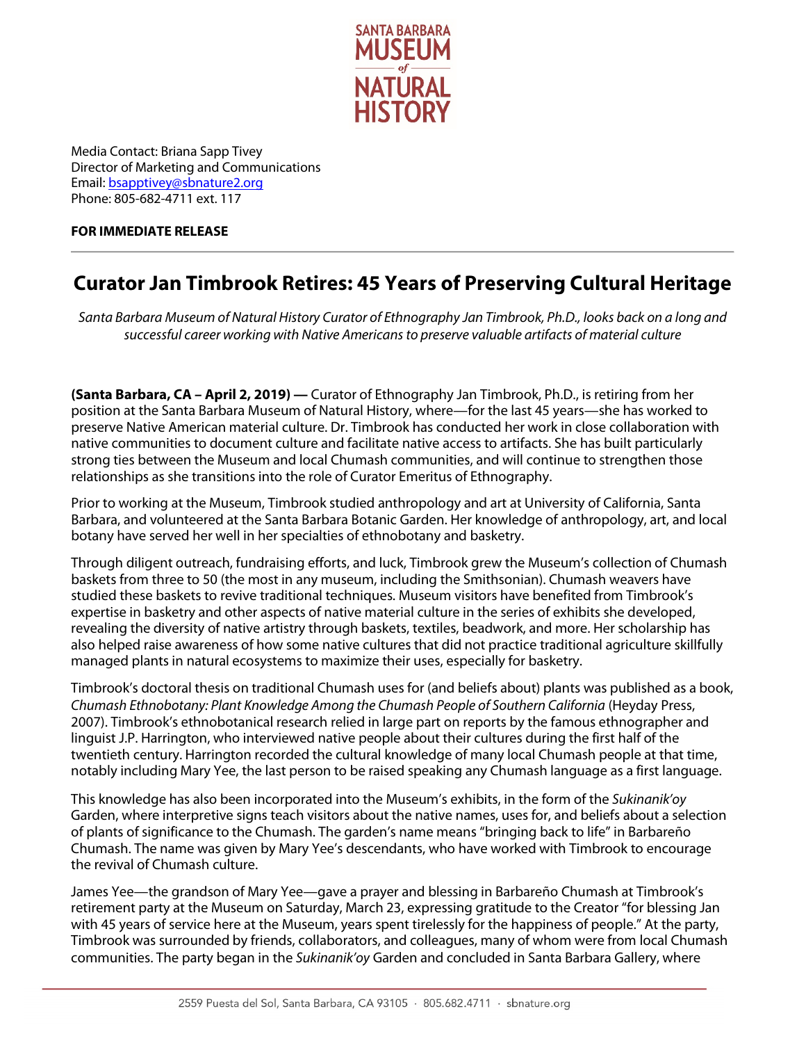SANTA BARBARA MUSEUM of NATURAL HISTORY

Media Contact: Briana Sapp Tivey
Director of Marketing and Communications
Email: bsapptivey@sbnature2.org
Phone: 805-682-4711 ext. 117

**FOR IMMEDIATE RELEASE**

# Curator Jan Timbrook Retires: 45 Years of Preserving Cultural Heritage

*Santa Barbara Museum of Natural History Curator of Ethnography Jan Timbrook, Ph.D., looks back on a long and successful career working with Native Americans to preserve valuable artifacts of material culture*

**(Santa Barbara, CA – April 2, 2019) —** Curator of Ethnography Jan Timbrook, Ph.D., is retiring from her position at the Santa Barbara Museum of Natural History, where—for the last 45 years—she has worked to preserve Native American material culture. Dr. Timbrook has conducted her work in close collaboration with native communities to document culture and facilitate native access to artifacts. She has built particularly strong ties between the Museum and local Chumash communities, and will continue to strengthen those relationships as she transitions into the role of Curator Emeritus of Ethnography.

Prior to working at the Museum, Timbrook studied anthropology and art at University of California, Santa Barbara, and volunteered at the Santa Barbara Botanic Garden. Her knowledge of anthropology, art, and local botany have served her well in her specialties of ethnobotany and basketry.

Through diligent outreach, fundraising efforts, and luck, Timbrook grew the Museum's collection of Chumash baskets from three to 50 (the most in any museum, including the Smithsonian). Chumash weavers have studied these baskets to revive traditional techniques. Museum visitors have benefited from Timbrook's expertise in basketry and other aspects of native material culture in the series of exhibits she developed, revealing the diversity of native artistry through baskets, textiles, beadwork, and more. Her scholarship has also helped raise awareness of how some native cultures that did not practice traditional agriculture skillfully managed plants in natural ecosystems to maximize their uses, especially for basketry.

Timbrook's doctoral thesis on traditional Chumash uses for (and beliefs about) plants was published as a book, *Chumash Ethnobotany: Plant Knowledge Among the Chumash People of Southern California* (Heyday Press, 2007). Timbrook's ethnobotanical research relied in large part on reports by the famous ethnographer and linguist J.P. Harrington, who interviewed native people about their cultures during the first half of the twentieth century. Harrington recorded the cultural knowledge of many local Chumash people at that time, notably including Mary Yee, the last person to be raised speaking any Chumash language as a first language.

This knowledge has also been incorporated into the Museum's exhibits, in the form of the *Sukinanik'oy* Garden, where interpretive signs teach visitors about the native names, uses for, and beliefs about a selection of plants of significance to the Chumash. The garden's name means "bringing back to life" in Barbareño Chumash. The name was given by Mary Yee's descendants, who have worked with Timbrook to encourage the revival of Chumash culture.

James Yee—the grandson of Mary Yee—gave a prayer and blessing in Barbareño Chumash at Timbrook's retirement party at the Museum on Saturday, March 23, expressing gratitude to the Creator "for blessing Jan with 45 years of service here at the Museum, years spent tirelessly for the happiness of people." At the party, Timbrook was surrounded by friends, collaborators, and colleagues, many of whom were from local Chumash communities. The party began in the *Sukinanik'oy* Garden and concluded in Santa Barbara Gallery, where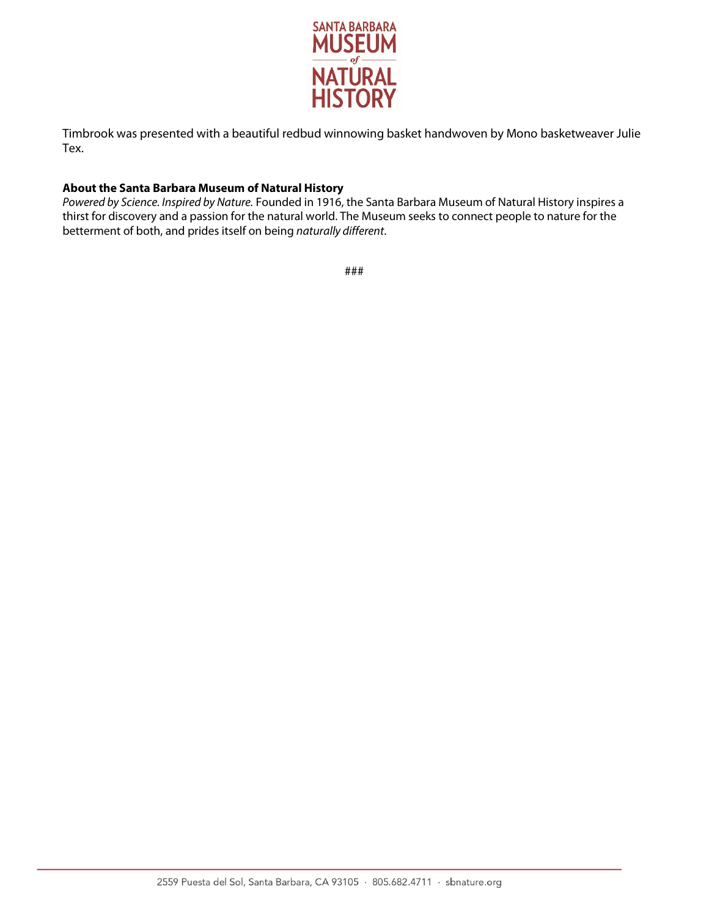Timbrook was presented with a beautiful redbud winnowing basket handwoven by Mono basketweaver Julie Tex.

**About the Santa Barbara Museum of Natural History**

*Powered by Science. Inspired by Nature.* Founded in 1916, the Santa Barbara Museum of Natural History inspires a thirst for discovery and a passion for the natural world. The Museum seeks to connect people to nature for the betterment of both, and prides itself on being *naturally different*.

###